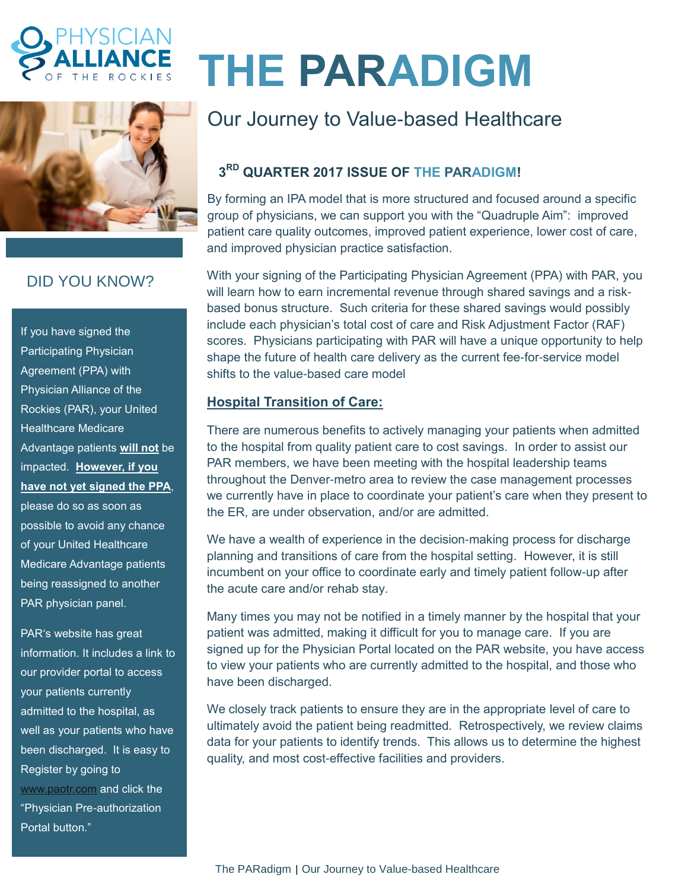PHYSICIAN ALLIANCE OF THE ROCKIES

# THE PARADIGM

## Our Journey to Value-based Healthcare

### DID YOU KNOW?

If you have signed the Participating Physician Agreement (PPA) with Physician Alliance of the Rockies (PAR), your United Healthcare Medicare Advantage patients **will not** be impacted. **However, if you have not yet signed the PPA**, please do so as soon as possible to avoid any chance of your United Healthcare Medicare Advantage patients being reassigned to another PAR physician panel.

PAR's website has great information. It includes a link to our provider portal to access your patients currently admitted to the hospital, as well as your patients who have been discharged. It is easy to Register by going to www.paotr.com and click the "Physician Pre-authorization Portal button."

### 3RD QUARTER 2017 ISSUE OF THE PARADIGM!

By forming an IPA model that is more structured and focused around a specific group of physicians, we can support you with the "Quadruple Aim": improved patient care quality outcomes, improved patient experience, lower cost of care, and improved physician practice satisfaction.

With your signing of the Participating Physician Agreement (PPA) with PAR, you will learn how to earn incremental revenue through shared savings and a risk-based bonus structure. Such criteria for these shared savings would possibly include each physician's total cost of care and Risk Adjustment Factor (RAF) scores. Physicians participating with PAR will have a unique opportunity to help shape the future of health care delivery as the current fee-for-service model shifts to the value-based care model

**Hospital Transition of Care:**

There are numerous benefits to actively managing your patients when admitted to the hospital from quality patient care to cost savings. In order to assist our PAR members, we have been meeting with the hospital leadership teams throughout the Denver-metro area to review the case management processes we currently have in place to coordinate your patient's care when they present to the ER, are under observation, and/or are admitted.

We have a wealth of experience in the decision-making process for discharge planning and transitions of care from the hospital setting. However, it is still incumbent on your office to coordinate early and timely patient follow-up after the acute care and/or rehab stay.

Many times you may not be notified in a timely manner by the hospital that your patient was admitted, making it difficult for you to manage care. If you are signed up for the Physician Portal located on the PAR website, you have access to view your patients who are currently admitted to the hospital, and those who have been discharged.

We closely track patients to ensure they are in the appropriate level of care to ultimately avoid the patient being readmitted. Retrospectively, we review claims data for your patients to identify trends. This allows us to determine the highest quality, and most cost-effective facilities and providers.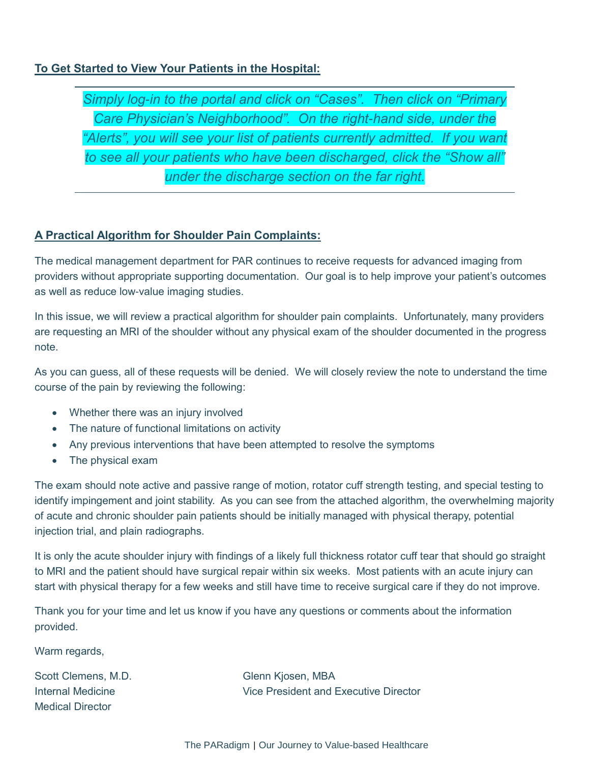**To Get Started to View Your Patients in the Hospital:**

---

*Simply log-in to the portal and click on "Cases". Then click on "Primary Care Physician's Neighborhood". On the right-hand side, under the "Alerts", you will see your list of patients currently admitted. If you want to see all your patients who have been discharged, click the "Show all" under the discharge section on the far right.*

---

**A Practical Algorithm for Shoulder Pain Complaints:**

The medical management department for PAR continues to receive requests for advanced imaging from providers without appropriate supporting documentation. Our goal is to help improve your patient's outcomes as well as reduce low-value imaging studies.

In this issue, we will review a practical algorithm for shoulder pain complaints. Unfortunately, many providers are requesting an MRI of the shoulder without any physical exam of the shoulder documented in the progress note.

As you can guess, all of these requests will be denied. We will closely review the note to understand the time course of the pain by reviewing the following:

- Whether there was an injury involved
- The nature of functional limitations on activity
- Any previous interventions that have been attempted to resolve the symptoms
- The physical exam

The exam should note active and passive range of motion, rotator cuff strength testing, and special testing to identify impingement and joint stability. As you can see from the attached algorithm, the overwhelming majority of acute and chronic shoulder pain patients should be initially managed with physical therapy, potential injection trial, and plain radiographs.

It is only the acute shoulder injury with findings of a likely full thickness rotator cuff tear that should go straight to MRI and the patient should have surgical repair within six weeks. Most patients with an acute injury can start with physical therapy for a few weeks and still have time to receive surgical care if they do not improve.

Thank you for your time and let us know if you have any questions or comments about the information provided.

Warm regards,

Scott Clemens, M.D.
Internal Medicine
Medical Director

Glenn Kjosen, MBA
Vice President and Executive Director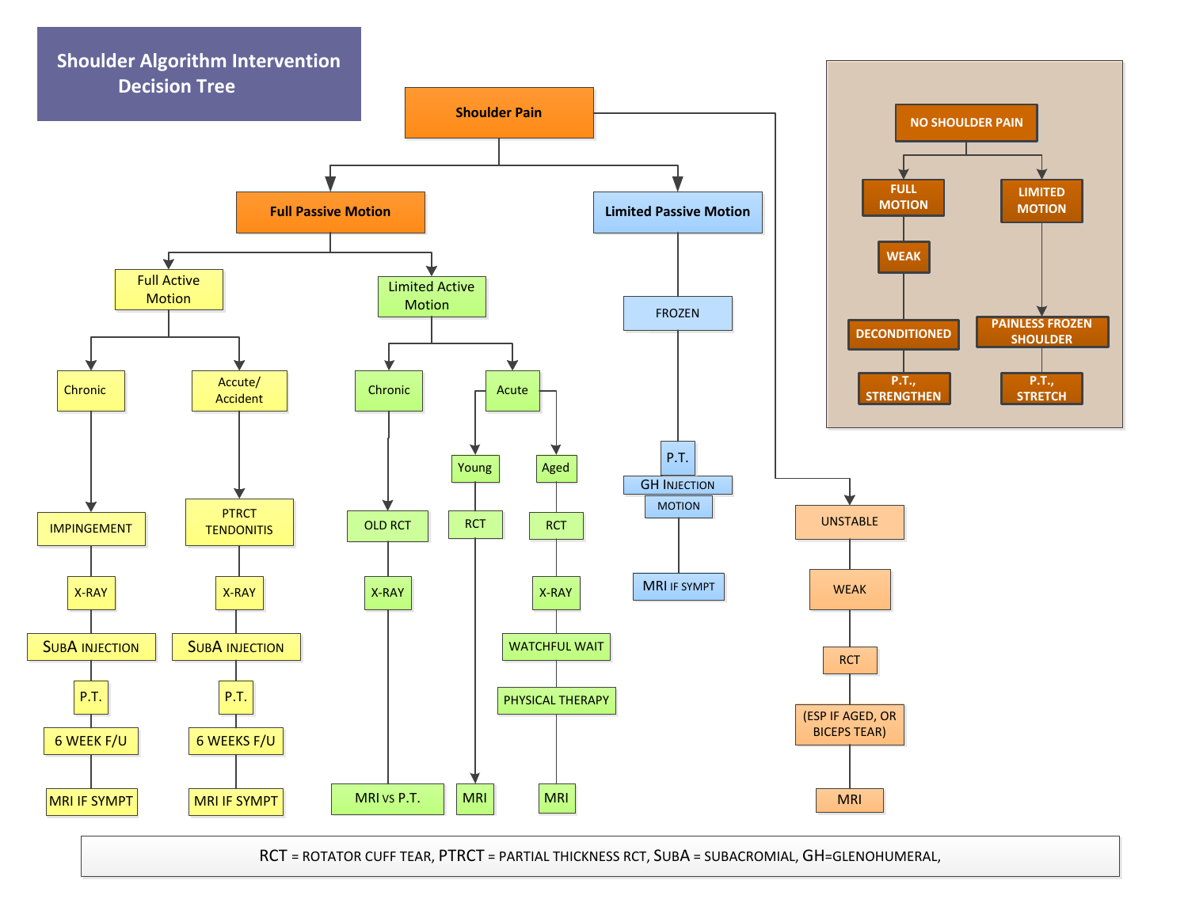# Shoulder Algorithm Intervention Decision Tree

Shoulder Pain

Full Passive Motion

Limited Passive Motion

Full Active Motion

Limited Active Motion

Chronic

Accute/ Accident

Chronic

Acute

Young

Aged

IMPINGEMENT

X-RAY

SubA INJECTION

P.T.

6 WEEK F/U

MRI IF SYMPT

PTRCT TENDONITIS

X-RAY

SubA INJECTION

P.T.

6 WEEKS F/U

MRI IF SYMPT

OLD RCT

X-RAY

MRI vs P.T.

RCT

MRI

RCT

X-RAY

WATCHFUL WAIT

PHYSICAL THERAPY

MRI

FROZEN

P.T.

GH Injection

MOTION

MRI if sympt

UNSTABLE

WEAK

RCT

(ESP IF AGED, OR BICEPS TEAR)

MRI

NO SHOULDER PAIN

FULL MOTION

WEAK

DECONDITIONED

P.T., STRENGTHEN

LIMITED MOTION

PAINLESS FROZEN SHOULDER

P.T., STRETCH

RCT = ROTATOR CUFF TEAR, PTRCT = PARTIAL THICKNESS RCT, SubA = SUBACROMIAL, GH=GLENOHUMERAL,